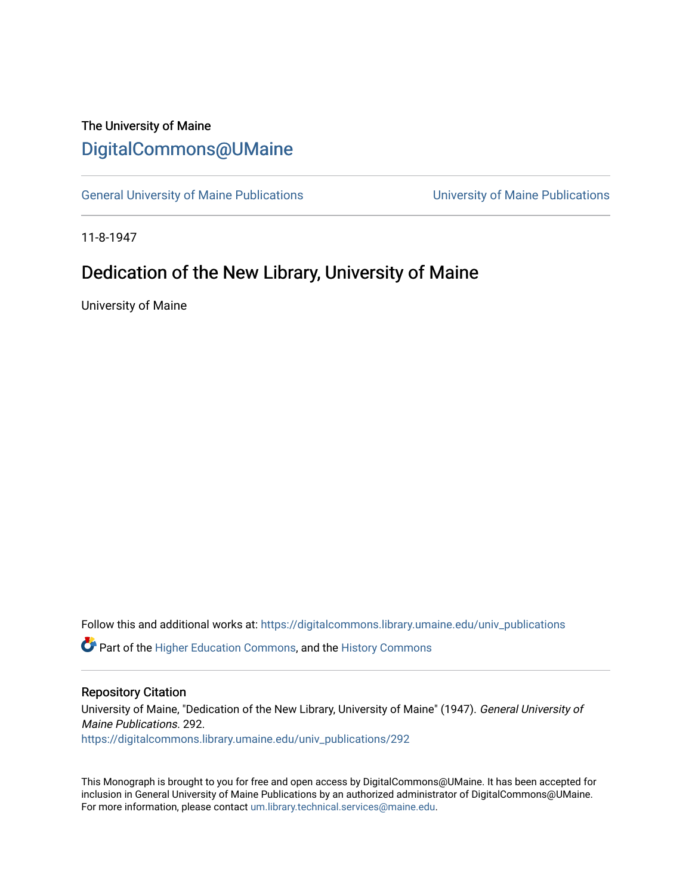The University of Maine

# DigitalCommons@UMaine

General University of Maine Publications | University of Maine Publications

11-8-1947

## Dedication of the New Library, University of Maine

University of Maine

Follow this and additional works at: https://digitalcommons.library.umaine.edu/univ_publications

Part of the Higher Education Commons, and the History Commons

### Repository Citation

University of Maine, "Dedication of the New Library, University of Maine" (1947). *General University of Maine Publications*. 292.
https://digitalcommons.library.umaine.edu/univ_publications/292

This Monograph is brought to you for free and open access by DigitalCommons@UMaine. It has been accepted for inclusion in General University of Maine Publications by an authorized administrator of DigitalCommons@UMaine. For more information, please contact um.library.technical.services@maine.edu.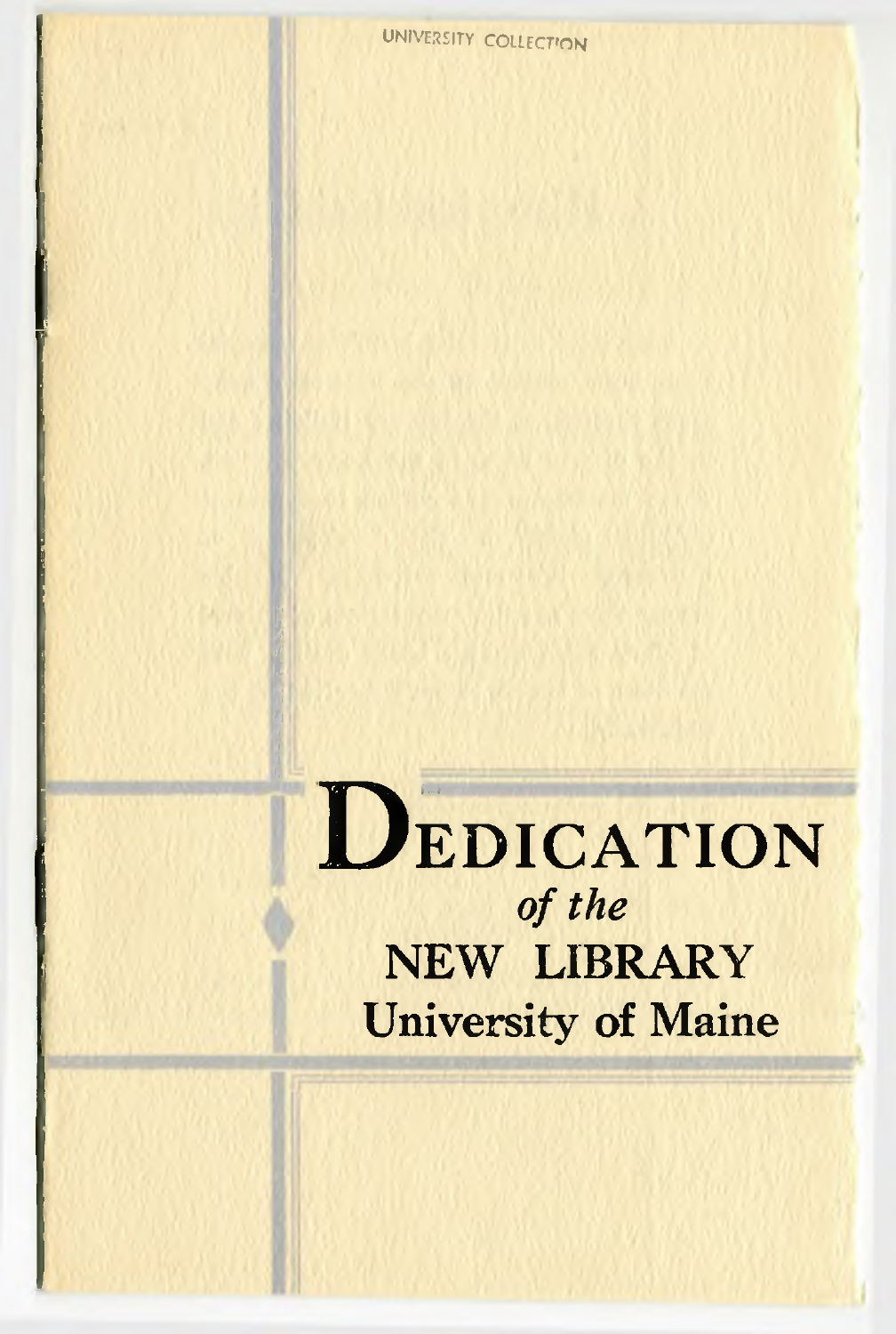UNIVERSITY COLLECTION

# DEDICATION
*of the*
## NEW LIBRARY
## University of Maine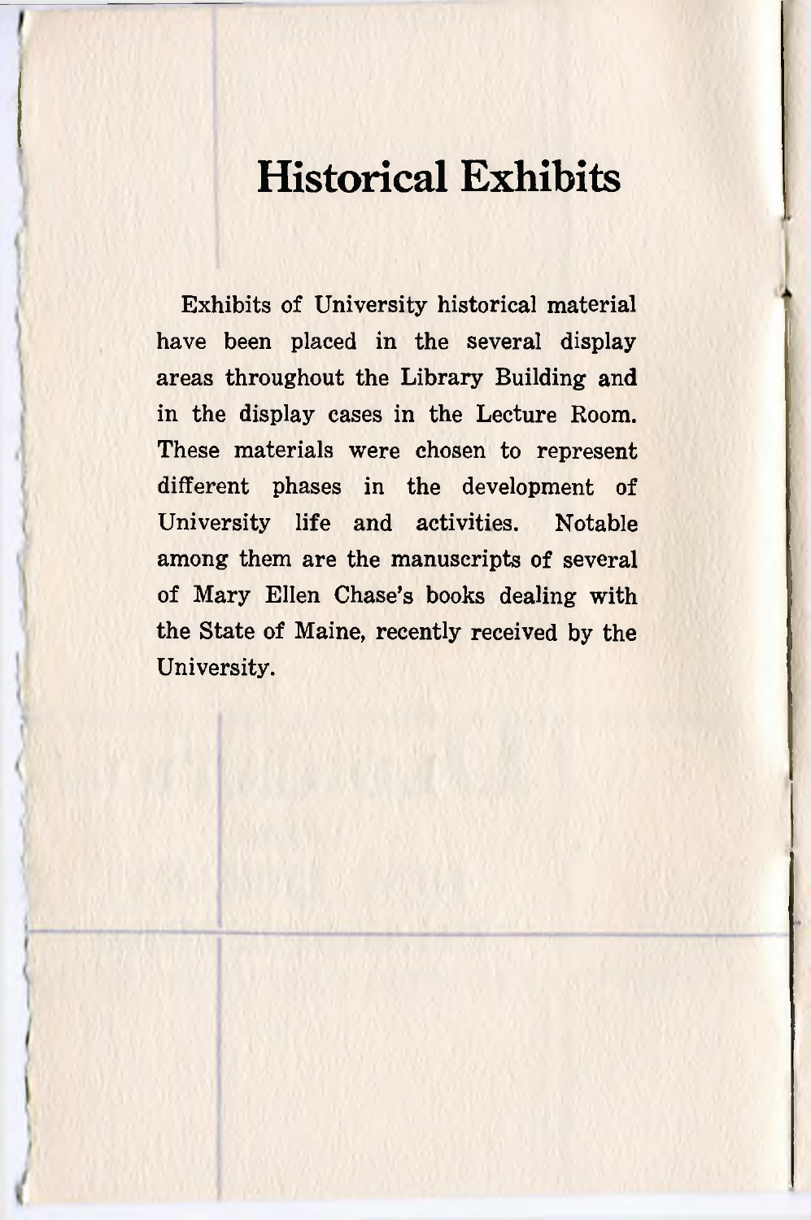# Historical Exhibits

Exhibits of University historical material have been placed in the several display areas throughout the Library Building and in the display cases in the Lecture Room. These materials were chosen to represent different phases in the development of University life and activities. Notable among them are the manuscripts of several of Mary Ellen Chase's books dealing with the State of Maine, recently received by the University.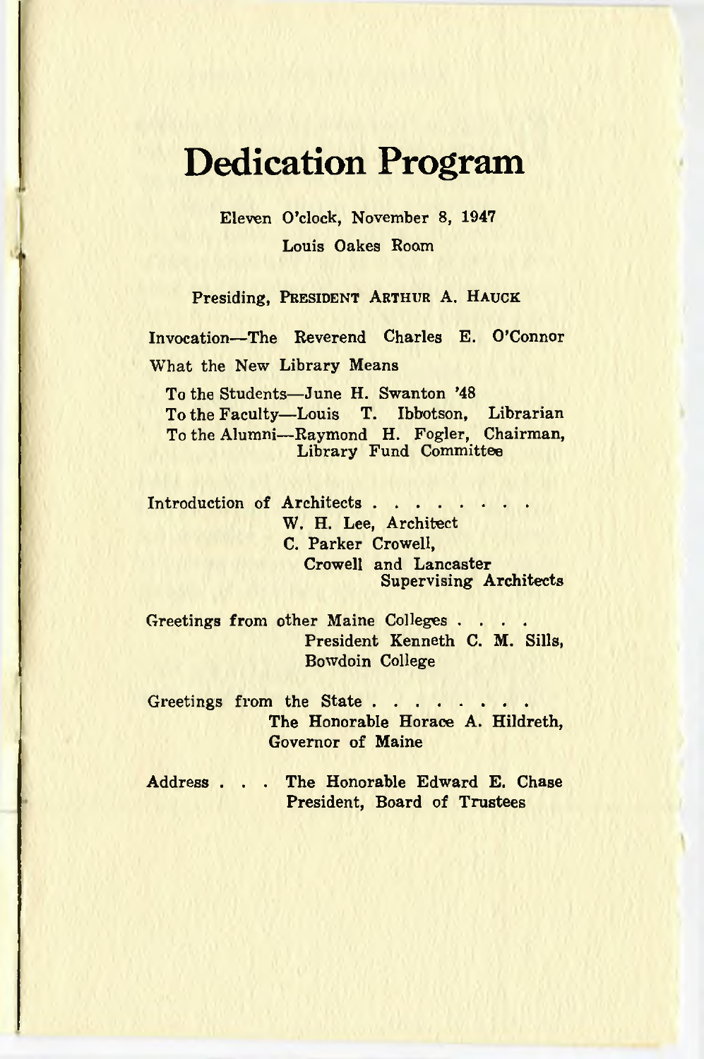# Dedication Program

Eleven O'clock, November 8, 1947

Louis Oakes Room

Presiding, PRESIDENT ARTHUR A. HAUCK

Invocation—The Reverend Charles E. O'Connor

What the New Library Means

To the Students—June H. Swanton '48
To the Faculty—Louis T. Ibbotson, Librarian
To the Alumni—Raymond H. Fogler, Chairman, Library Fund Committee

Introduction of Architects . . . . . . . .
W. H. Lee, Architect
C. Parker Crowell,
Crowell and Lancaster
Supervising Architects

Greetings from other Maine Colleges . . . .
President Kenneth C. M. Sills,
Bowdoin College

Greetings from the State . . . . . . . .
The Honorable Horace A. Hildreth,
Governor of Maine

Address . . . The Honorable Edward E. Chase
President, Board of Trustees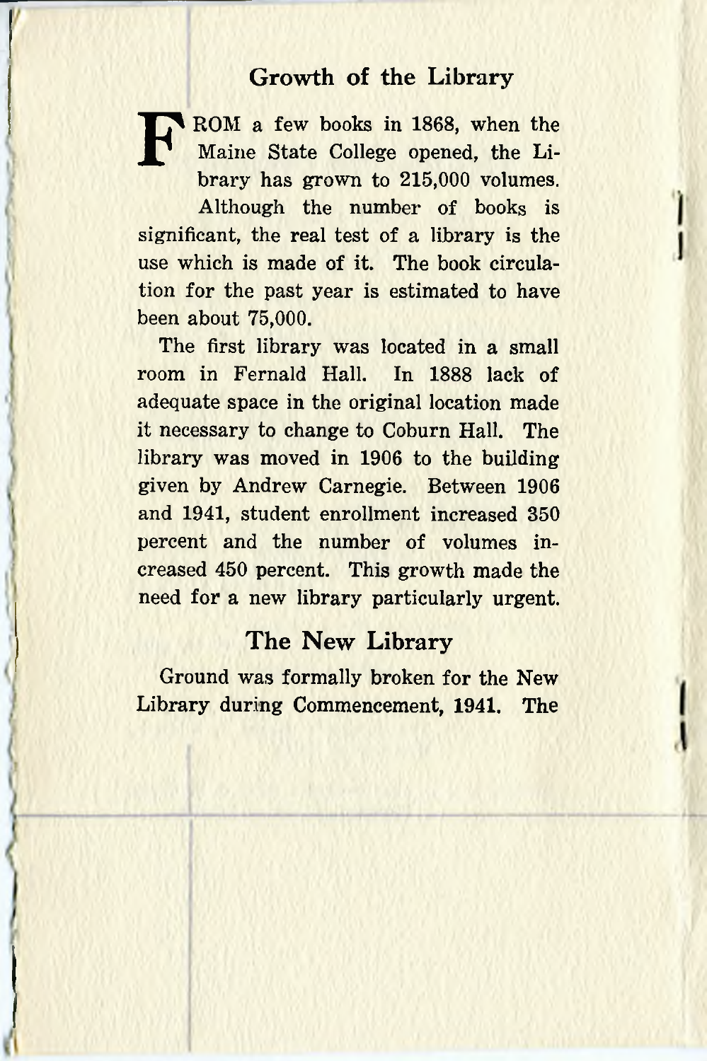## Growth of the Library

FROM a few books in 1868, when the Maine State College opened, the Library has grown to 215,000 volumes.

Although the number of books is significant, the real test of a library is the use which is made of it. The book circulation for the past year is estimated to have been about 75,000.

The first library was located in a small room in Fernald Hall. In 1888 lack of adequate space in the original location made it necessary to change to Coburn Hall. The library was moved in 1906 to the building given by Andrew Carnegie. Between 1906 and 1941, student enrollment increased 350 percent and the number of volumes increased 450 percent. This growth made the need for a new library particularly urgent.

## The New Library

Ground was formally broken for the New Library during Commencement, 1941. The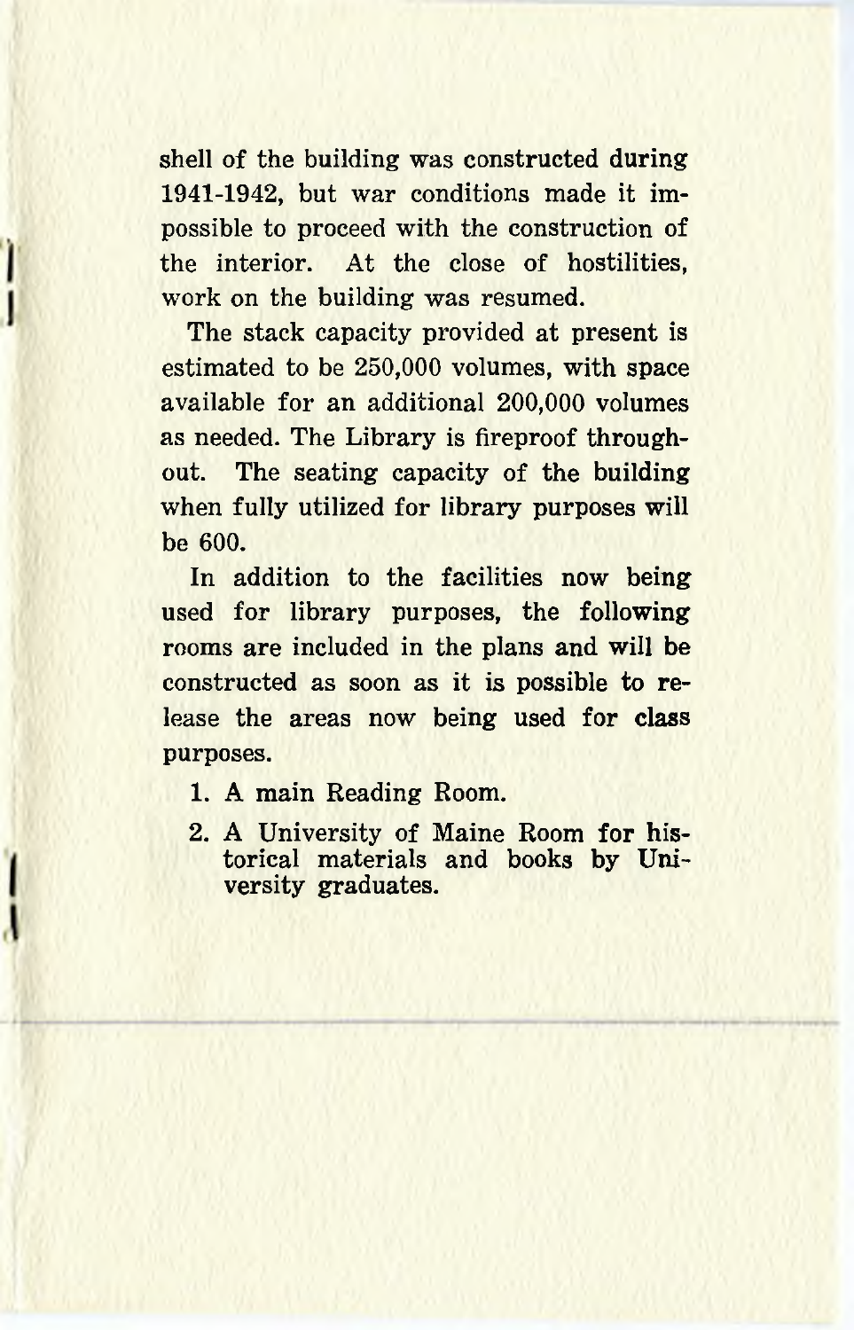shell of the building was constructed during 1941-1942, but war conditions made it impossible to proceed with the construction of the interior. At the close of hostilities, work on the building was resumed.

The stack capacity provided at present is estimated to be 250,000 volumes, with space available for an additional 200,000 volumes as needed. The Library is fireproof throughout. The seating capacity of the building when fully utilized for library purposes will be 600.

In addition to the facilities now being used for library purposes, the following rooms are included in the plans and will be constructed as soon as it is possible to release the areas now being used for class purposes.

1. A main Reading Room.
2. A University of Maine Room for historical materials and books by University graduates.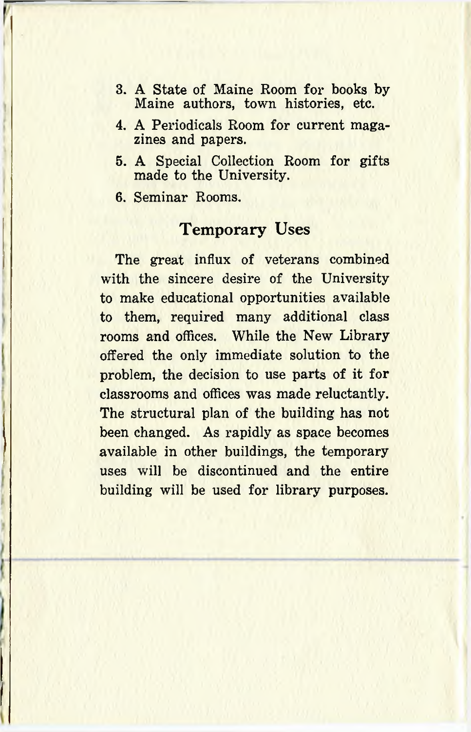3. A State of Maine Room for books by Maine authors, town histories, etc.
4. A Periodicals Room for current magazines and papers.
5. A Special Collection Room for gifts made to the University.
6. Seminar Rooms.

## Temporary Uses

The great influx of veterans combined with the sincere desire of the University to make educational opportunities available to them, required many additional class rooms and offices. While the New Library offered the only immediate solution to the problem, the decision to use parts of it for classrooms and offices was made reluctantly. The structural plan of the building has not been changed. As rapidly as space becomes available in other buildings, the temporary uses will be discontinued and the entire building will be used for library purposes.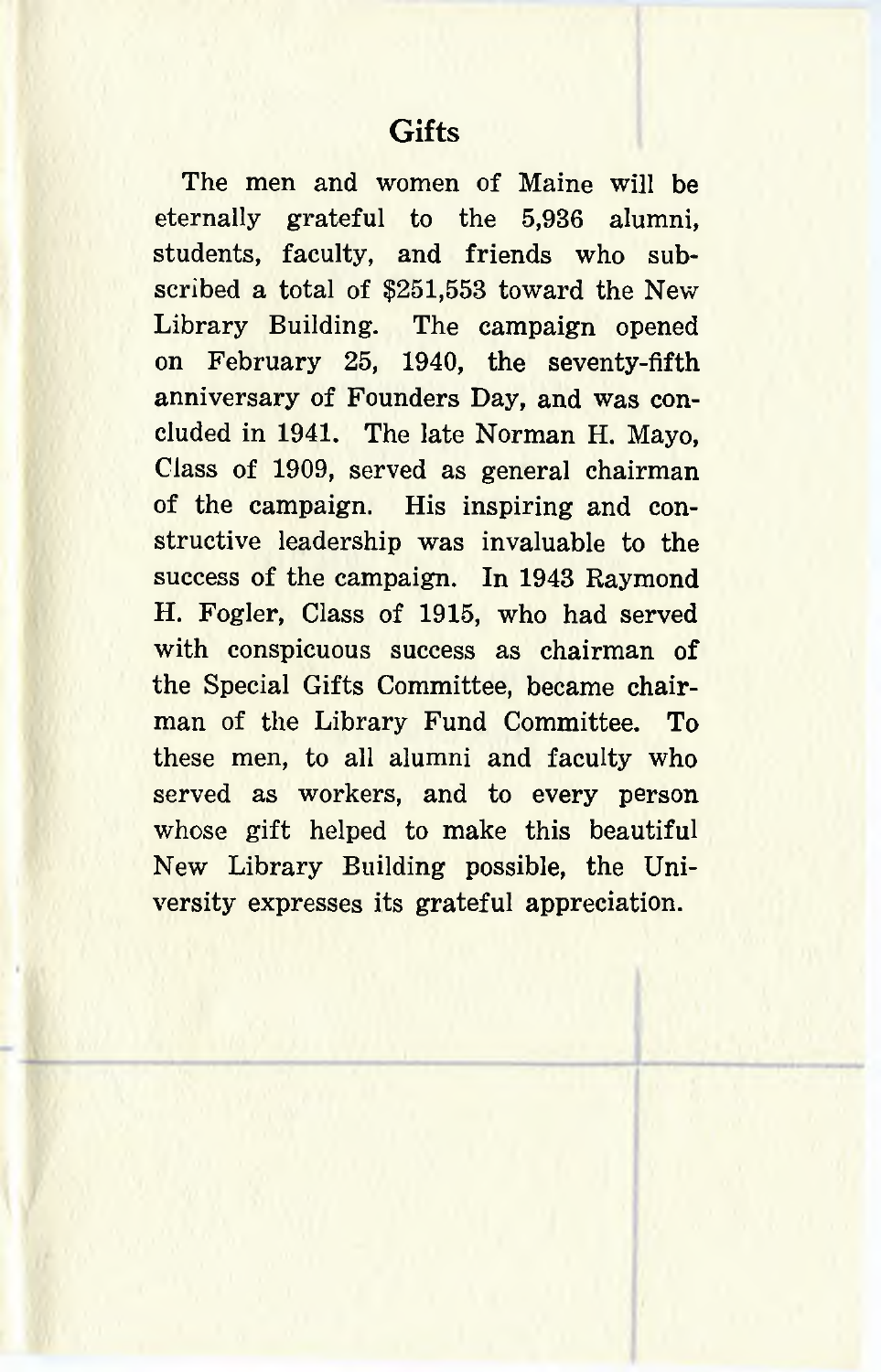## Gifts

The men and women of Maine will be eternally grateful to the 5,936 alumni, students, faculty, and friends who subscribed a total of $251,553 toward the New Library Building. The campaign opened on February 25, 1940, the seventy-fifth anniversary of Founders Day, and was concluded in 1941. The late Norman H. Mayo, Class of 1909, served as general chairman of the campaign. His inspiring and constructive leadership was invaluable to the success of the campaign. In 1943 Raymond H. Fogler, Class of 1915, who had served with conspicuous success as chairman of the Special Gifts Committee, became chairman of the Library Fund Committee. To these men, to all alumni and faculty who served as workers, and to every person whose gift helped to make this beautiful New Library Building possible, the University expresses its grateful appreciation.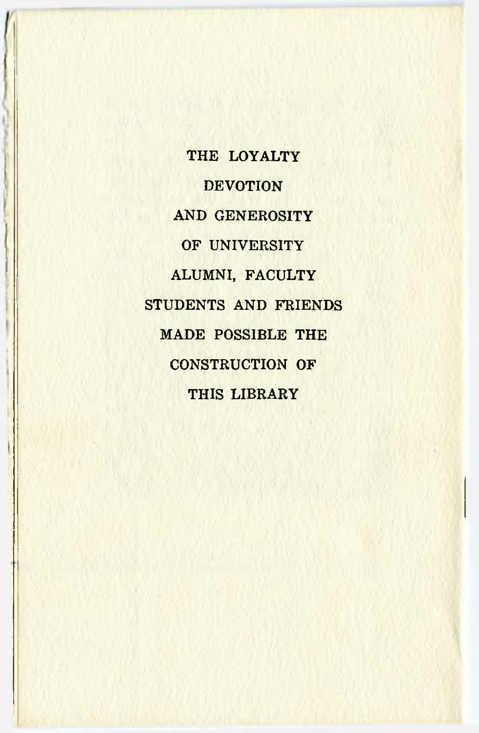THE LOYALTY

DEVOTION

AND GENEROSITY

OF UNIVERSITY

ALUMNI, FACULTY

STUDENTS AND FRIENDS

MADE POSSIBLE THE

CONSTRUCTION OF

THIS LIBRARY